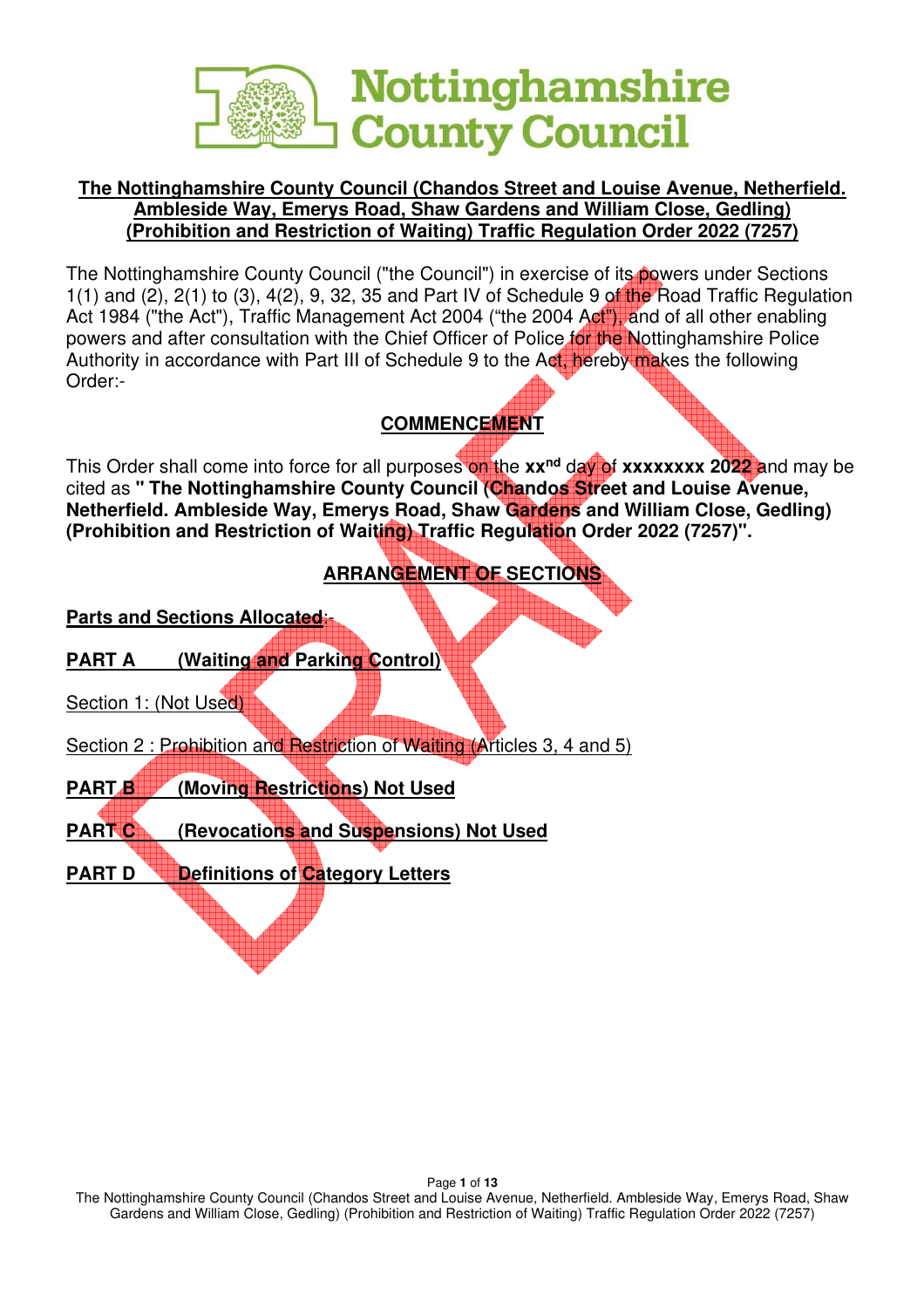**Nottinghamshire County Council**

## The Nottinghamshire County Council (Chandos Street and Louise Avenue, Netherfield. Ambleside Way, Emerys Road, Shaw Gardens and William Close, Gedling) (Prohibition and Restriction of Waiting) Traffic Regulation Order 2022 (7257)

The Nottinghamshire County Council ("the Council") in exercise of its powers under Sections 1(1) and (2), 2(1) to (3), 4(2), 9, 32, 35 and Part IV of Schedule 9 of the Road Traffic Regulation Act 1984 ("the Act"), Traffic Management Act 2004 ("the 2004 Act"), and of all other enabling powers and after consultation with the Chief Officer of Police for the Nottinghamshire Police Authority in accordance with Part III of Schedule 9 to the Act, hereby makes the following Order:-

## COMMENCEMENT

This Order shall come into force for all purposes on the **xx$^{nd}$** day of **xxxxxxxx 2022** and may be cited as **" The Nottinghamshire County Council (Chandos Street and Louise Avenue, Netherfield. Ambleside Way, Emerys Road, Shaw Gardens and William Close, Gedling) (Prohibition and Restriction of Waiting) Traffic Regulation Order 2022 (7257)".**

## ARRANGEMENT OF SECTIONS

**Parts and Sections Allocated:-**

**PART A (Waiting and Parking Control)**

Section 1: (Not Used)

Section 2 : Prohibition and Restriction of Waiting (Articles 3, 4 and 5)

**PART B (Moving Restrictions) Not Used**

**PART C (Revocations and Suspensions) Not Used**

**PART D Definitions of Category Letters**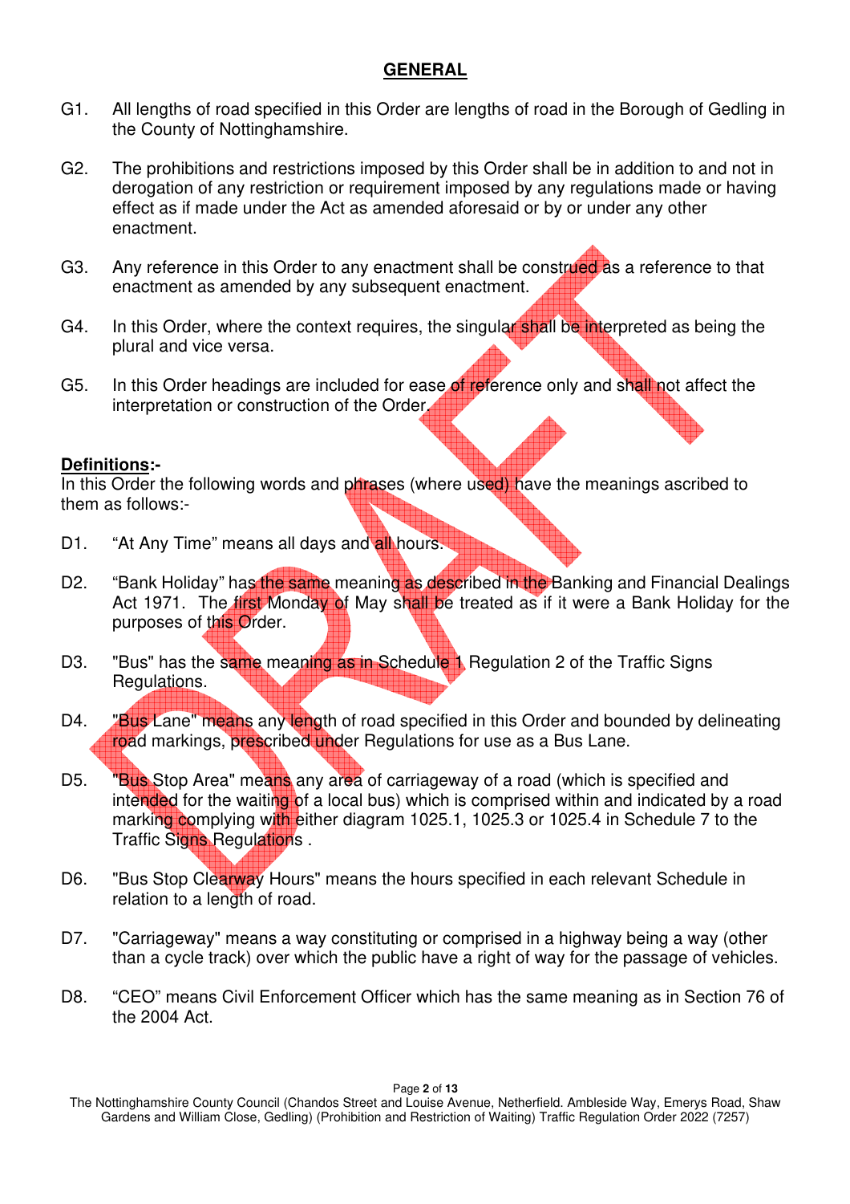## **GENERAL**

G1. All lengths of road specified in this Order are lengths of road in the Borough of Gedling in the County of Nottinghamshire.

G2. The prohibitions and restrictions imposed by this Order shall be in addition to and not in derogation of any restriction or requirement imposed by any regulations made or having effect as if made under the Act as amended aforesaid or by or under any other enactment.

G3. Any reference in this Order to any enactment shall be construed as a reference to that enactment as amended by any subsequent enactment.

G4. In this Order, where the context requires, the singular shall be interpreted as being the plural and vice versa.

G5. In this Order headings are included for ease of reference only and shall not affect the interpretation or construction of the Order.

**Definitions:-**

In this Order the following words and phrases (where used) have the meanings ascribed to them as follows:-

D1. “At Any Time” means all days and all hours.

D2. “Bank Holiday” has the same meaning as described in the Banking and Financial Dealings Act 1971. The first Monday of May shall be treated as if it were a Bank Holiday for the purposes of this Order.

D3. "Bus" has the same meaning as in Schedule 1 Regulation 2 of the Traffic Signs Regulations.

D4. "Bus Lane" means any length of road specified in this Order and bounded by delineating road markings, prescribed under Regulations for use as a Bus Lane.

D5. "Bus Stop Area" means any area of carriageway of a road (which is specified and intended for the waiting of a local bus) which is comprised within and indicated by a road marking complying with either diagram 1025.1, 1025.3 or 1025.4 in Schedule 7 to the Traffic Signs Regulations .

D6. "Bus Stop Clearway Hours" means the hours specified in each relevant Schedule in relation to a length of road.

D7. "Carriageway" means a way constituting or comprised in a highway being a way (other than a cycle track) over which the public have a right of way for the passage of vehicles.

D8. “CEO” means Civil Enforcement Officer which has the same meaning as in Section 76 of the 2004 Act.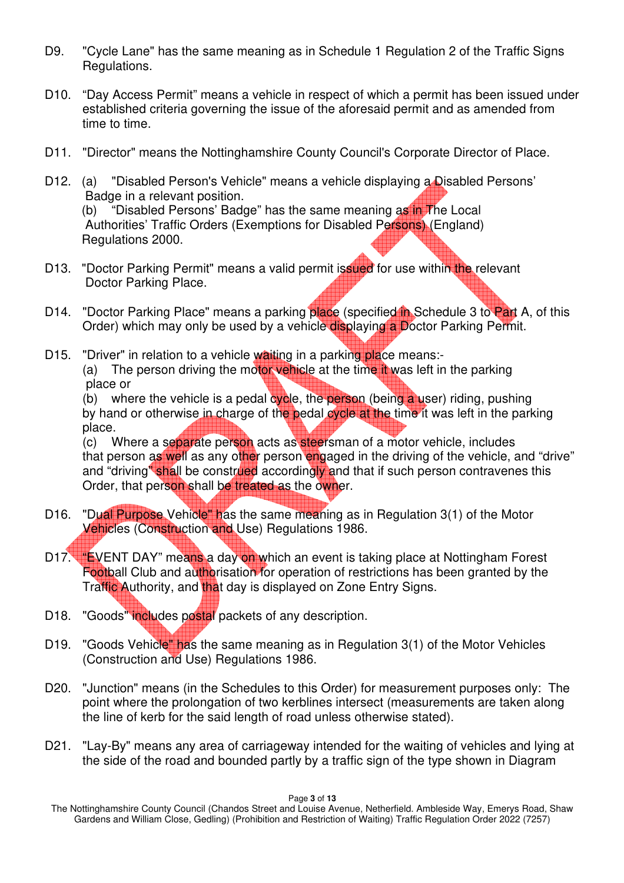D9. "Cycle Lane" has the same meaning as in Schedule 1 Regulation 2 of the Traffic Signs Regulations.

D10. "Day Access Permit" means a vehicle in respect of which a permit has been issued under established criteria governing the issue of the aforesaid permit and as amended from time to time.

D11. "Director" means the Nottinghamshire County Council's Corporate Director of Place.

D12. (a) "Disabled Person's Vehicle" means a vehicle displaying a Disabled Persons' Badge in a relevant position.
(b) "Disabled Persons' Badge" has the same meaning as in The Local Authorities' Traffic Orders (Exemptions for Disabled Persons) (England) Regulations 2000.

D13. "Doctor Parking Permit" means a valid permit issued for use within the relevant Doctor Parking Place.

D14. "Doctor Parking Place" means a parking place (specified in Schedule 3 to Part A, of this Order) which may only be used by a vehicle displaying a Doctor Parking Permit.

D15. "Driver" in relation to a vehicle waiting in a parking place means:-
(a) The person driving the motor vehicle at the time it was left in the parking place or
(b) where the vehicle is a pedal cycle, the person (being a user) riding, pushing by hand or otherwise in charge of the pedal cycle at the time it was left in the parking place.
(c) Where a separate person acts as steersman of a motor vehicle, includes that person as well as any other person engaged in the driving of the vehicle, and "drive" and "driving" shall be construed accordingly and that if such person contravenes this Order, that person shall be treated as the owner.

D16. "Dual Purpose Vehicle" has the same meaning as in Regulation 3(1) of the Motor Vehicles (Construction and Use) Regulations 1986.

D17. "EVENT DAY" means a day on which an event is taking place at Nottingham Forest Football Club and authorisation for operation of restrictions has been granted by the Traffic Authority, and that day is displayed on Zone Entry Signs.

D18. "Goods" includes postal packets of any description.

D19. "Goods Vehicle" has the same meaning as in Regulation 3(1) of the Motor Vehicles (Construction and Use) Regulations 1986.

D20. "Junction" means (in the Schedules to this Order) for measurement purposes only: The point where the prolongation of two kerblines intersect (measurements are taken along the line of kerb for the said length of road unless otherwise stated).

D21. "Lay-By" means any area of carriageway intended for the waiting of vehicles and lying at the side of the road and bounded partly by a traffic sign of the type shown in Diagram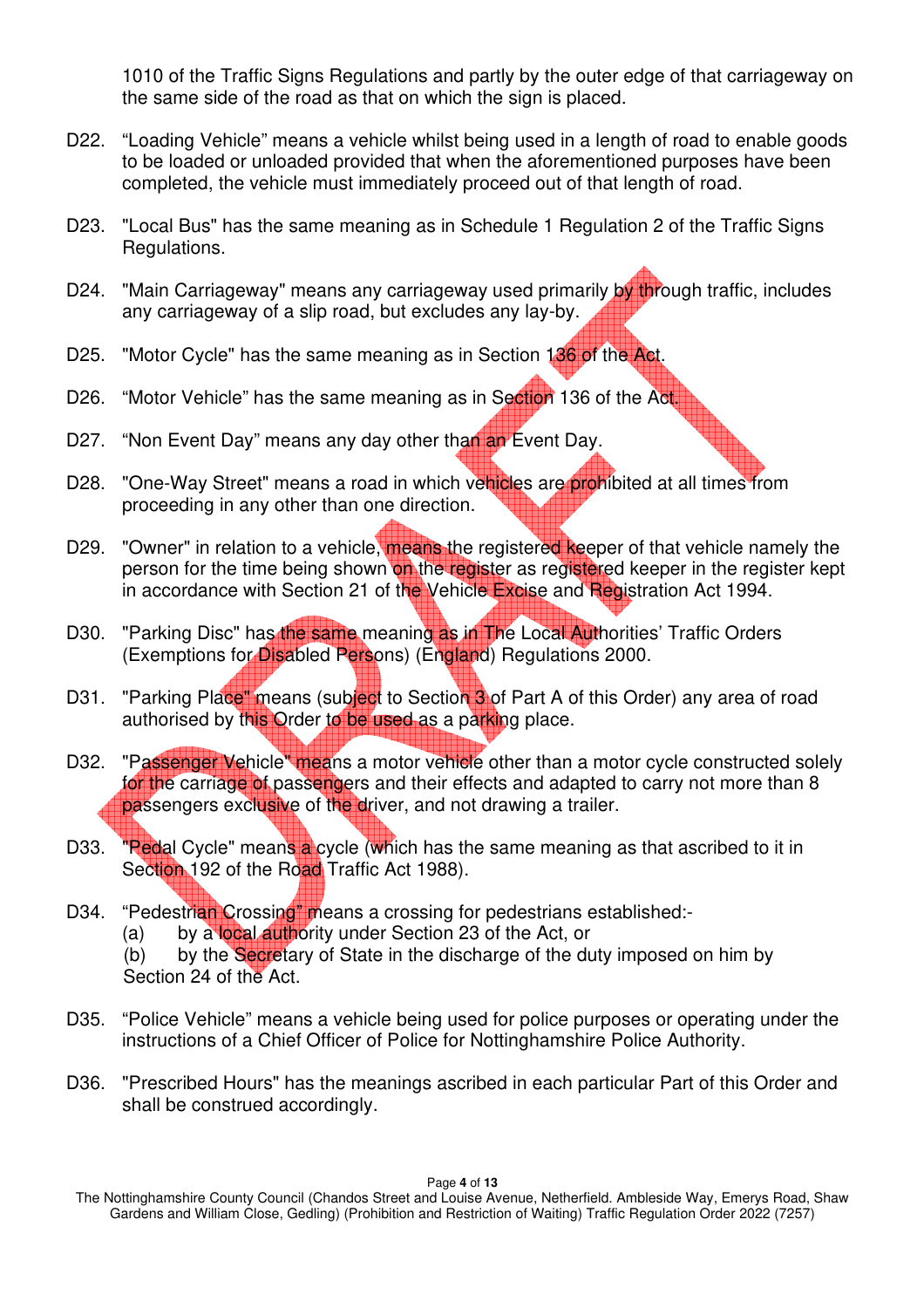1010 of the Traffic Signs Regulations and partly by the outer edge of that carriageway on the same side of the road as that on which the sign is placed.

D22. "Loading Vehicle" means a vehicle whilst being used in a length of road to enable goods to be loaded or unloaded provided that when the aforementioned purposes have been completed, the vehicle must immediately proceed out of that length of road.

D23. "Local Bus" has the same meaning as in Schedule 1 Regulation 2 of the Traffic Signs Regulations.

D24. "Main Carriageway" means any carriageway used primarily by through traffic, includes any carriageway of a slip road, but excludes any lay-by.

D25. "Motor Cycle" has the same meaning as in Section 136 of the Act.

D26. "Motor Vehicle" has the same meaning as in Section 136 of the Act.

D27. "Non Event Day" means any day other than an Event Day.

D28. "One-Way Street" means a road in which vehicles are prohibited at all times from proceeding in any other than one direction.

D29. "Owner" in relation to a vehicle, means the registered keeper of that vehicle namely the person for the time being shown on the register as registered keeper in the register kept in accordance with Section 21 of the Vehicle Excise and Registration Act 1994.

D30. "Parking Disc" has the same meaning as in The Local Authorities' Traffic Orders (Exemptions for Disabled Persons) (England) Regulations 2000.

D31. "Parking Place" means (subject to Section 3 of Part A of this Order) any area of road authorised by this Order to be used as a parking place.

D32. "Passenger Vehicle" means a motor vehicle other than a motor cycle constructed solely for the carriage of passengers and their effects and adapted to carry not more than 8 passengers exclusive of the driver, and not drawing a trailer.

D33. "Pedal Cycle" means a cycle (which has the same meaning as that ascribed to it in Section 192 of the Road Traffic Act 1988).

D34. "Pedestrian Crossing" means a crossing for pedestrians established:-
(a) by a local authority under Section 23 of the Act, or
(b) by the Secretary of State in the discharge of the duty imposed on him by Section 24 of the Act.

D35. "Police Vehicle" means a vehicle being used for police purposes or operating under the instructions of a Chief Officer of Police for Nottinghamshire Police Authority.

D36. "Prescribed Hours" has the meanings ascribed in each particular Part of this Order and shall be construed accordingly.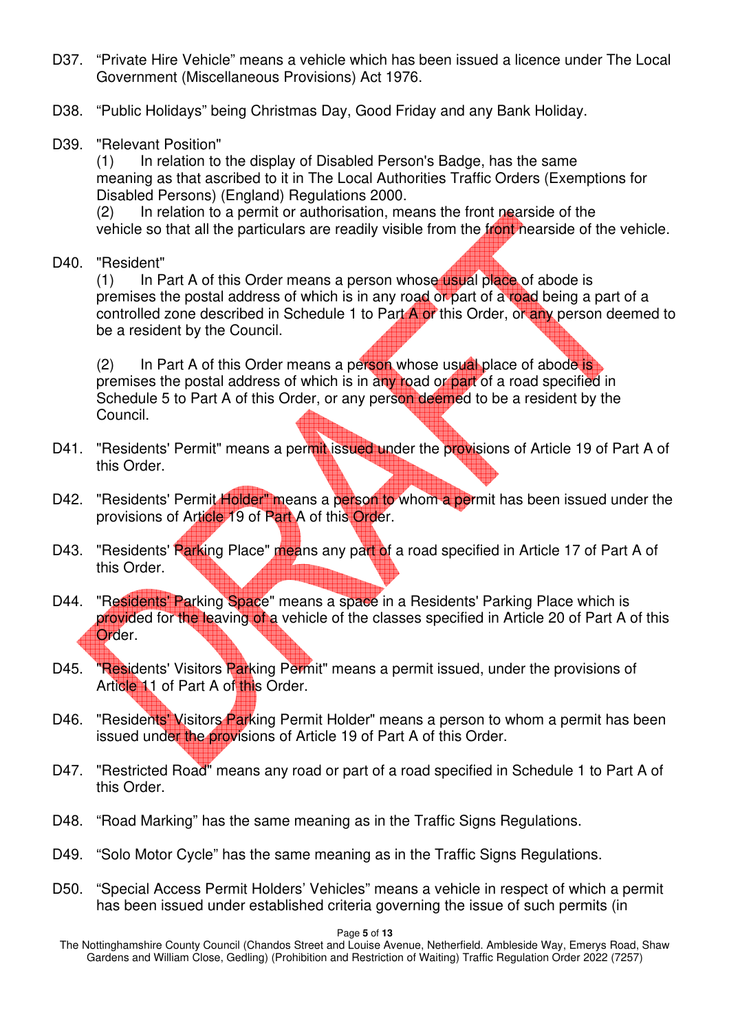D37. “Private Hire Vehicle” means a vehicle which has been issued a licence under The Local Government (Miscellaneous Provisions) Act 1976.

D38. “Public Holidays” being Christmas Day, Good Friday and any Bank Holiday.

D39. "Relevant Position"
(1) In relation to the display of Disabled Person's Badge, has the same meaning as that ascribed to it in The Local Authorities Traffic Orders (Exemptions for Disabled Persons) (England) Regulations 2000.
(2) In relation to a permit or authorisation, means the front nearside of the vehicle so that all the particulars are readily visible from the front nearside of the vehicle.

D40. "Resident"
(1) In Part A of this Order means a person whose usual place of abode is premises the postal address of which is in any road or part of a road being a part of a controlled zone described in Schedule 1 to Part A or this Order, or any person deemed to be a resident by the Council.

(2) In Part A of this Order means a person whose usual place of abode is premises the postal address of which is in any road or part of a road specified in Schedule 5 to Part A of this Order, or any person deemed to be a resident by the Council.

D41. "Residents' Permit" means a permit issued under the provisions of Article 19 of Part A of this Order.

D42. "Residents' Permit Holder" means a person to whom a permit has been issued under the provisions of Article 19 of Part A of this Order.

D43. "Residents' Parking Place" means any part of a road specified in Article 17 of Part A of this Order.

D44. "Residents' Parking Space" means a space in a Residents' Parking Place which is provided for the leaving of a vehicle of the classes specified in Article 20 of Part A of this Order.

D45. "Residents' Visitors Parking Permit" means a permit issued, under the provisions of Article 11 of Part A of this Order.

D46. "Residents' Visitors Parking Permit Holder" means a person to whom a permit has been issued under the provisions of Article 19 of Part A of this Order.

D47. "Restricted Road" means any road or part of a road specified in Schedule 1 to Part A of this Order.

D48. “Road Marking” has the same meaning as in the Traffic Signs Regulations.

D49. “Solo Motor Cycle” has the same meaning as in the Traffic Signs Regulations.

D50. “Special Access Permit Holders’ Vehicles” means a vehicle in respect of which a permit has been issued under established criteria governing the issue of such permits (in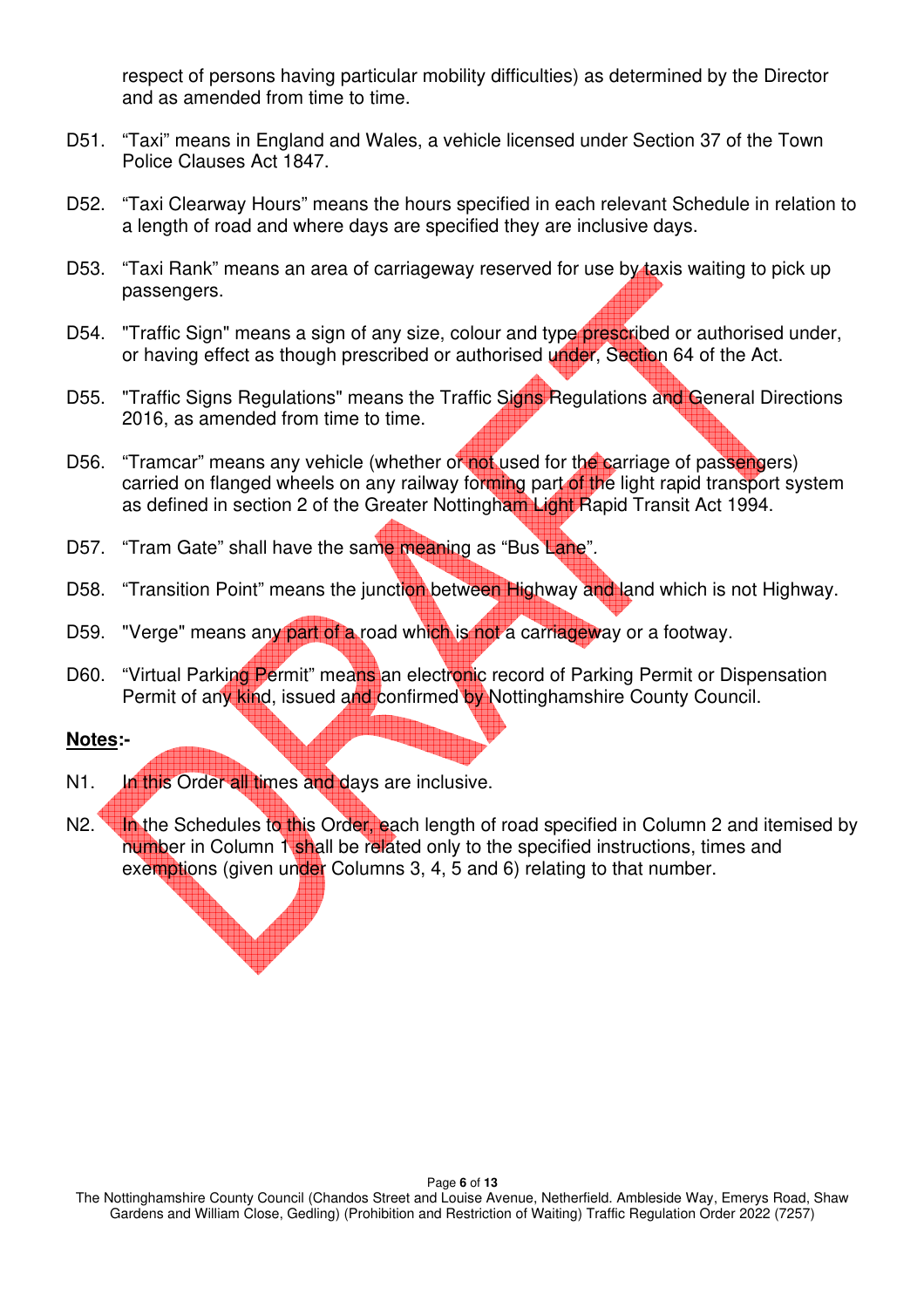respect of persons having particular mobility difficulties) as determined by the Director and as amended from time to time.

D51. “Taxi” means in England and Wales, a vehicle licensed under Section 37 of the Town Police Clauses Act 1847.

D52. “Taxi Clearway Hours” means the hours specified in each relevant Schedule in relation to a length of road and where days are specified they are inclusive days.

D53. “Taxi Rank” means an area of carriageway reserved for use by taxis waiting to pick up passengers.

D54. "Traffic Sign" means a sign of any size, colour and type prescribed or authorised under, or having effect as though prescribed or authorised under, Section 64 of the Act.

D55. "Traffic Signs Regulations" means the Traffic Signs Regulations and General Directions 2016, as amended from time to time.

D56. “Tramcar” means any vehicle (whether or not used for the carriage of passengers) carried on flanged wheels on any railway forming part of the light rapid transport system as defined in section 2 of the Greater Nottingham Light Rapid Transit Act 1994.

D57. “Tram Gate” shall have the same meaning as “Bus Lane”.

D58. “Transition Point” means the junction between Highway and land which is not Highway.

D59. "Verge" means any part of a road which is not a carriageway or a footway.

D60. “Virtual Parking Permit” means an electronic record of Parking Permit or Dispensation Permit of any kind, issued and confirmed by Nottinghamshire County Council.

**<u>Notes</u>:-**

N1. In this Order all times and days are inclusive.

N2. In the Schedules to this Order, each length of road specified in Column 2 and itemised by number in Column 1 shall be related only to the specified instructions, times and exemptions (given under Columns 3, 4, 5 and 6) relating to that number.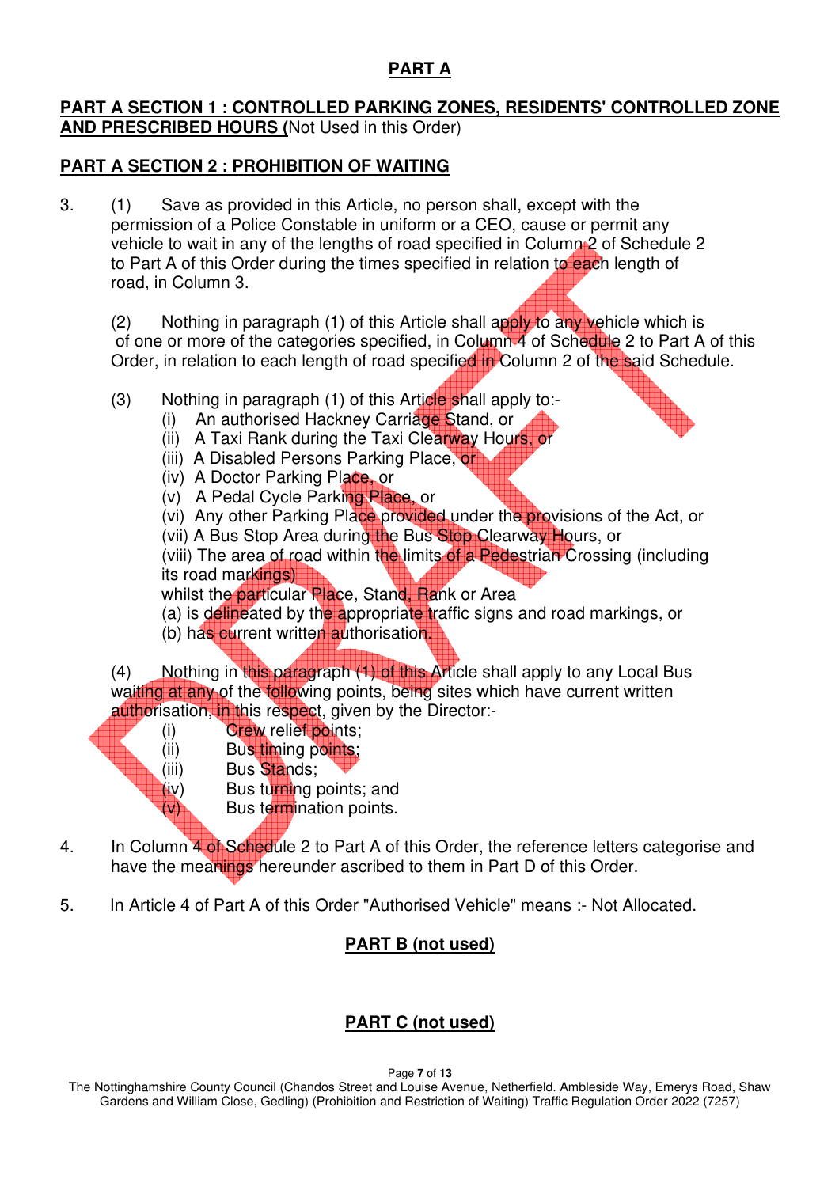## PART A

### PART A SECTION 1 : CONTROLLED PARKING ZONES, RESIDENTS' CONTROLLED ZONE AND PRESCRIBED HOURS (Not Used in this Order)

### PART A SECTION 2 : PROHIBITION OF WAITING

3. (1) Save as provided in this Article, no person shall, except with the permission of a Police Constable in uniform or a CEO, cause or permit any vehicle to wait in any of the lengths of road specified in Column 2 of Schedule 2 to Part A of this Order during the times specified in relation to each length of road, in Column 3.

   (2) Nothing in paragraph (1) of this Article shall apply to any vehicle which is of one or more of the categories specified, in Column 4 of Schedule 2 to Part A of this Order, in relation to each length of road specified in Column 2 of the said Schedule.

   (3) Nothing in paragraph (1) of this Article shall apply to:-
   (i) An authorised Hackney Carriage Stand, or
   (ii) A Taxi Rank during the Taxi Clearway Hours, or
   (iii) A Disabled Persons Parking Place, or
   (iv) A Doctor Parking Place, or
   (v) A Pedal Cycle Parking Place, or
   (vi) Any other Parking Place provided under the provisions of the Act, or
   (vii) A Bus Stop Area during the Bus Stop Clearway Hours, or
   (viii) The area of road within the limits of a Pedestrian Crossing (including its road markings)
   whilst the particular Place, Stand, Rank or Area
   (a) is delineated by the appropriate traffic signs and road markings, or
   (b) has current written authorisation.

   (4) Nothing in this paragraph (1) of this Article shall apply to any Local Bus waiting at any of the following points, being sites which have current written authorisation, in this respect, given by the Director:-
   (i) Crew relief points;
   (ii) Bus timing points;
   (iii) Bus Stands;
   (iv) Bus turning points; and
   (v) Bus termination points.

4. In Column 4 of Schedule 2 to Part A of this Order, the reference letters categorise and have the meanings hereunder ascribed to them in Part D of this Order.

5. In Article 4 of Part A of this Order "Authorised Vehicle" means :- Not Allocated.

## PART B (not used)

## PART C (not used)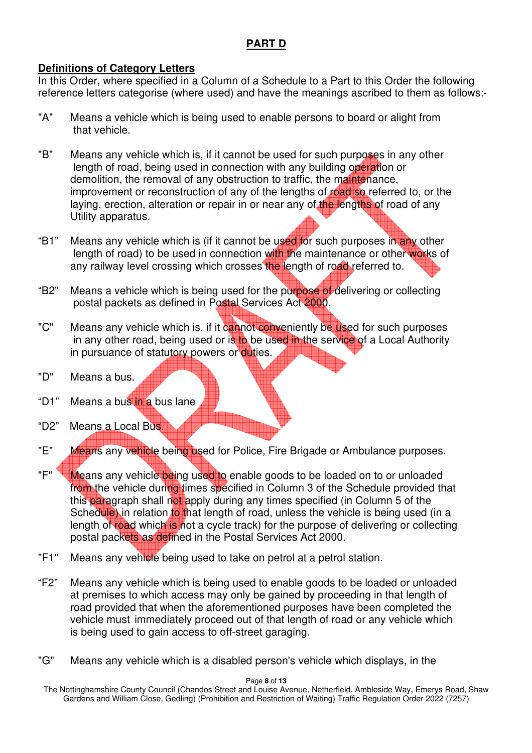## PART D

**Definitions of Category Letters**

In this Order, where specified in a Column of a Schedule to a Part to this Order the following reference letters categorise (where used) and have the meanings ascribed to them as follows:-

"A" Means a vehicle which is being used to enable persons to board or alight from that vehicle.

"B" Means any vehicle which is, if it cannot be used for such purposes in any other length of road, being used in connection with any building operation or demolition, the removal of any obstruction to traffic, the maintenance, improvement or reconstruction of any of the lengths of road so referred to, or the laying, erection, alteration or repair in or near any of the lengths of road of any Utility apparatus.

"B1" Means any vehicle which is (if it cannot be used for such purposes in any other length of road) to be used in connection with the maintenance or other works of any railway level crossing which crosses the length of road referred to.

"B2" Means a vehicle which is being used for the purpose of delivering or collecting postal packets as defined in Postal Services Act 2000.

"C" Means any vehicle which is, if it cannot conveniently be used for such purposes in any other road, being used or is to be used in the service of a Local Authority in pursuance of statutory powers or duties.

"D" Means a bus.

"D1" Means a bus in a bus lane

"D2" Means a Local Bus.

"E" Means any vehicle being used for Police, Fire Brigade or Ambulance purposes.

"F" Means any vehicle being used to enable goods to be loaded on to or unloaded from the vehicle during times specified in Column 3 of the Schedule provided that this paragraph shall not apply during any times specified (in Column 5 of the Schedule) in relation to that length of road, unless the vehicle is being used (in a length of road which is not a cycle track) for the purpose of delivering or collecting postal packets as defined in the Postal Services Act 2000.

"F1" Means any vehicle being used to take on petrol at a petrol station.

"F2" Means any vehicle which is being used to enable goods to be loaded or unloaded at premises to which access may only be gained by proceeding in that length of road provided that when the aforementioned purposes have been completed the vehicle must immediately proceed out of that length of road or any vehicle which is being used to gain access to off-street garaging.

"G" Means any vehicle which is a disabled person's vehicle which displays, in the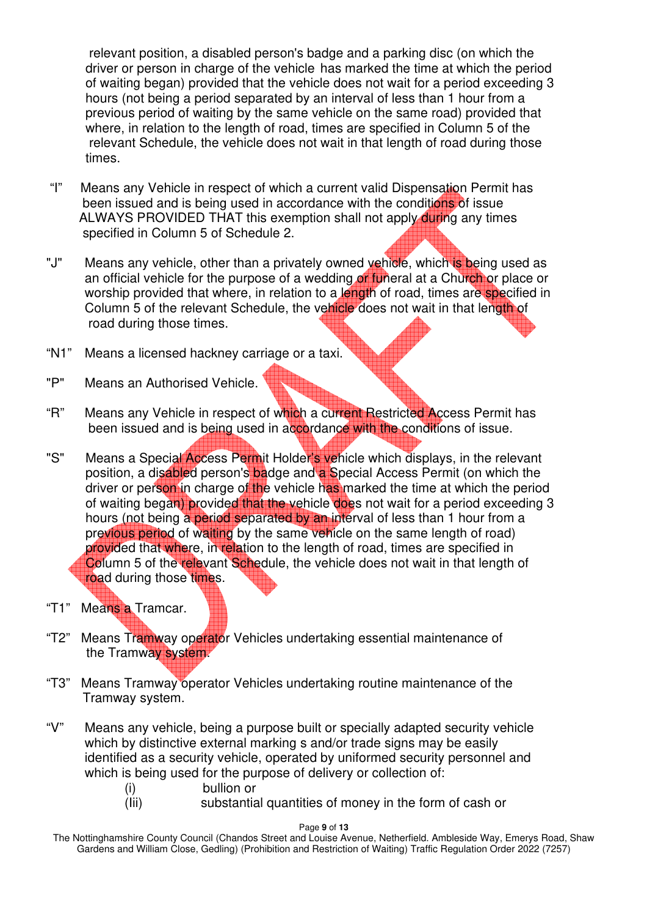relevant position, a disabled person's badge and a parking disc (on which the driver or person in charge of the vehicle has marked the time at which the period of waiting began) provided that the vehicle does not wait for a period exceeding 3 hours (not being a period separated by an interval of less than 1 hour from a previous period of waiting by the same vehicle on the same road) provided that where, in relation to the length of road, times are specified in Column 5 of the relevant Schedule, the vehicle does not wait in that length of road during those times.

"I" Means any Vehicle in respect of which a current valid Dispensation Permit has been issued and is being used in accordance with the conditions of issue ALWAYS PROVIDED THAT this exemption shall not apply during any times specified in Column 5 of Schedule 2.

"J" Means any vehicle, other than a privately owned vehicle, which is being used as an official vehicle for the purpose of a wedding or funeral at a Church or place or worship provided that where, in relation to a length of road, times are specified in Column 5 of the relevant Schedule, the vehicle does not wait in that length of road during those times.

"N1" Means a licensed hackney carriage or a taxi.

"P" Means an Authorised Vehicle.

"R" Means any Vehicle in respect of which a current Restricted Access Permit has been issued and is being used in accordance with the conditions of issue.

"S" Means a Special Access Permit Holder's vehicle which displays, in the relevant position, a disabled person's badge and a Special Access Permit (on which the driver or person in charge of the vehicle has marked the time at which the period of waiting began) provided that the vehicle does not wait for a period exceeding 3 hours (not being a period separated by an interval of less than 1 hour from a previous period of waiting by the same vehicle on the same length of road) provided that where, in relation to the length of road, times are specified in Column 5 of the relevant Schedule, the vehicle does not wait in that length of road during those times.

"T1" Means a Tramcar.

"T2" Means Tramway operator Vehicles undertaking essential maintenance of the Tramway system.

"T3" Means Tramway operator Vehicles undertaking routine maintenance of the Tramway system.

"V" Means any vehicle, being a purpose built or specially adapted security vehicle which by distinctive external marking s and/or trade signs may be easily identified as a security vehicle, operated by uniformed security personnel and which is being used for the purpose of delivery or collection of:

(i) bullion or

(Iii) substantial quantities of money in the form of cash or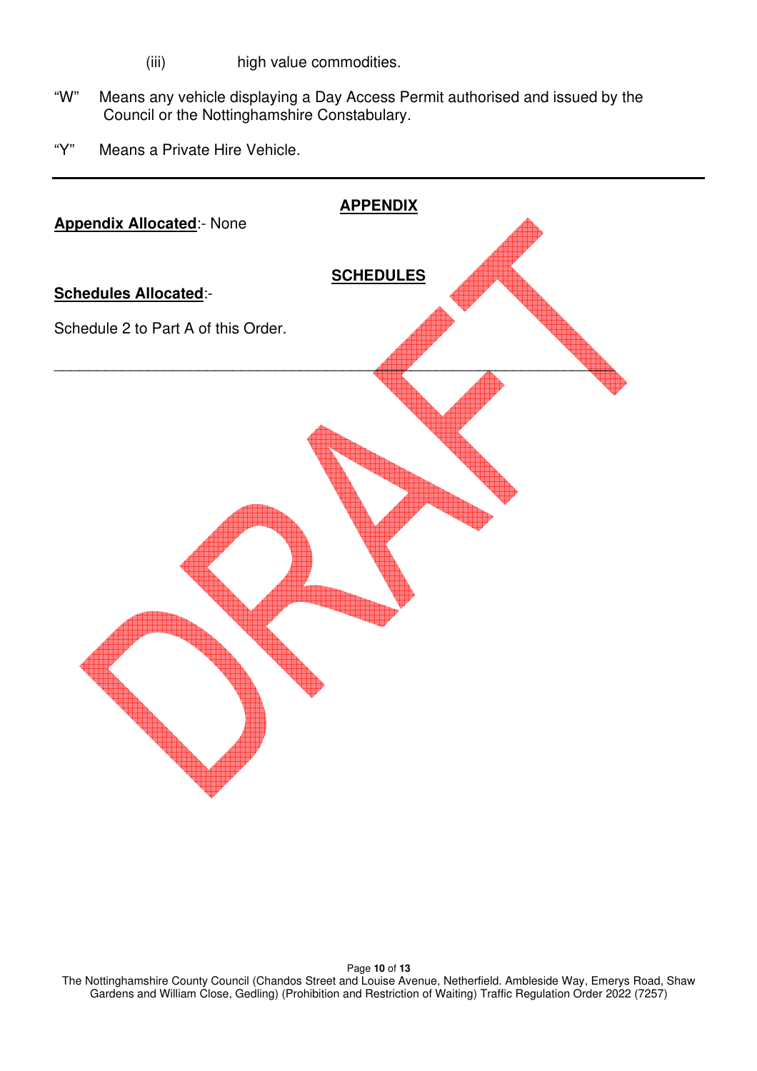(iii) high value commodities.

"W" Means any vehicle displaying a Day Access Permit authorised and issued by the Council or the Nottinghamshire Constabulary.

"Y" Means a Private Hire Vehicle.

---

## APPENDIX

**Appendix Allocated**:- None

## SCHEDULES

**Schedules Allocated**:-

Schedule 2 to Part A of this Order.

---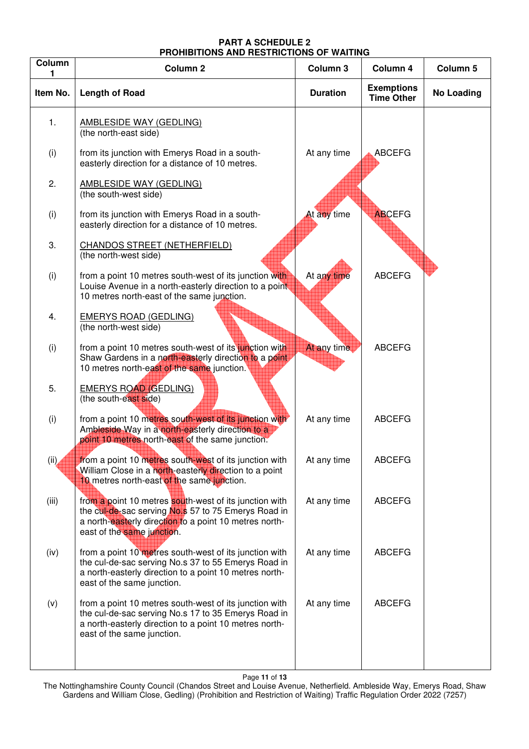## PART A SCHEDULE 2
## PROHIBITIONS AND RESTRICTIONS OF WAITING

| Column 1 | Column 2 | Column 3 | Column 4 | Column 5 |
|---|---|---|---|---|
| **Item No.** | **Length of Road** | **Duration** | **Exemptions Time Other** | **No Loading** |
| 1. | AMBLESIDE WAY (GEDLING) (the north-east side) | | | |
| (i) | from its junction with Emerys Road in a south-easterly direction for a distance of 10 metres. | At any time | ABCEFG | |
| 2. | AMBLESIDE WAY (GEDLING) (the south-west side) | | | |
| (i) | from its junction with Emerys Road in a south-easterly direction for a distance of 10 metres. | At any time | ABCEFG | |
| 3. | CHANDOS STREET (NETHERFIELD) (the north-west side) | | | |
| (i) | from a point 10 metres south-west of its junction with Louise Avenue in a north-easterly direction to a point 10 metres north-east of the same junction. | At any time | ABCEFG | |
| 4. | EMERYS ROAD (GEDLING) (the north-west side) | | | |
| (i) | from a point 10 metres south-west of its junction with Shaw Gardens in a north-easterly direction to a point 10 metres north-east of the same junction. | At any time | ABCEFG | |
| 5. | EMERYS ROAD (GEDLING) (the south-east side) | | | |
| (i) | from a point 10 metres south-west of its junction with Ambleside Way in a north-easterly direction to a point 10 metres north-east of the same junction. | At any time | ABCEFG | |
| (ii) | from a point 10 metres south-west of its junction with William Close in a north-easterly direction to a point 10 metres north-east of the same junction. | At any time | ABCEFG | |
| (iii) | from a point 10 metres south-west of its junction with the cul-de-sac serving No.s 57 to 75 Emerys Road in a north-easterly direction to a point 10 metres north-east of the same junction. | At any time | ABCEFG | |
| (iv) | from a point 10 metres south-west of its junction with the cul-de-sac serving No.s 37 to 55 Emerys Road in a north-easterly direction to a point 10 metres north-east of the same junction. | At any time | ABCEFG | |
| (v) | from a point 10 metres south-west of its junction with the cul-de-sac serving No.s 17 to 35 Emerys Road in a north-easterly direction to a point 10 metres north-east of the same junction. | At any time | ABCEFG | |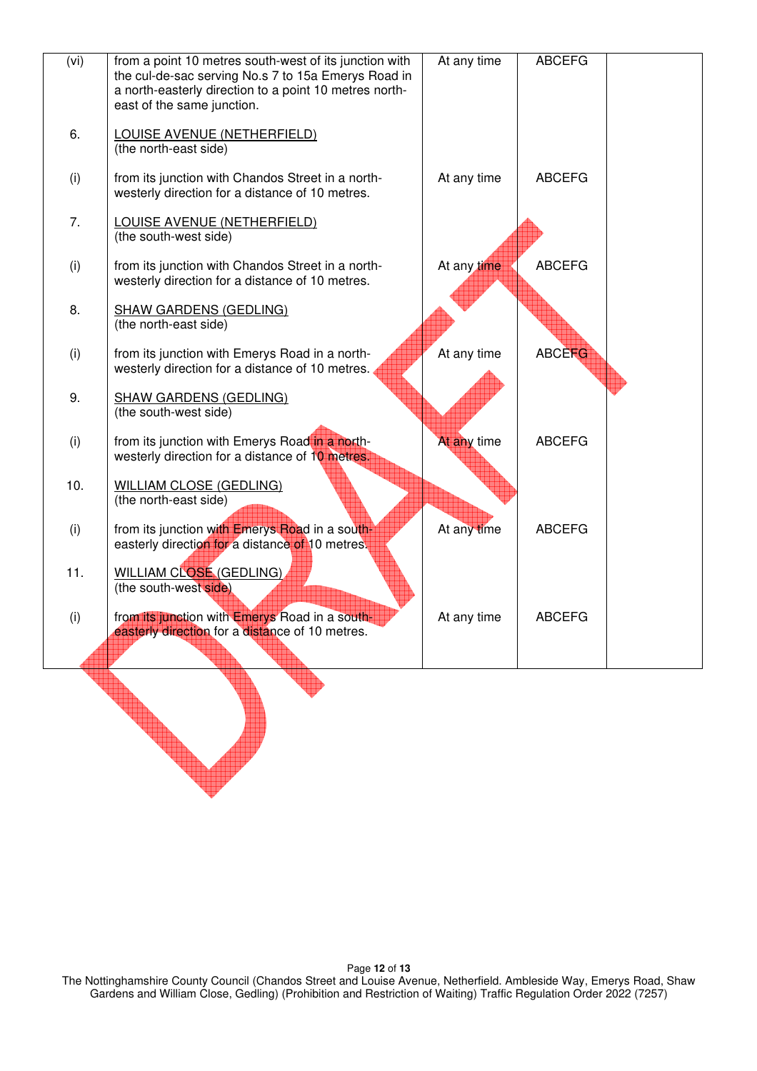| | | | | |
|---|---|---|---|---|
| (vi) | from a point 10 metres south-west of its junction with the cul-de-sac serving No.s 7 to 15a Emerys Road in a north-easterly direction to a point 10 metres north-east of the same junction. | At any time | ABCEFG | |
| 6. | <u>LOUISE AVENUE (NETHERFIELD)</u><br>(the north-east side) | | | |
| (i) | from its junction with Chandos Street in a north-westerly direction for a distance of 10 metres. | At any time | ABCEFG | |
| 7. | <u>LOUISE AVENUE (NETHERFIELD)</u><br>(the south-west side) | | | |
| (i) | from its junction with Chandos Street in a north-westerly direction for a distance of 10 metres. | At any time | ABCEFG | |
| 8. | <u>SHAW GARDENS (GEDLING)</u><br>(the north-east side) | | | |
| (i) | from its junction with Emerys Road in a north-westerly direction for a distance of 10 metres. | At any time | ABCEFG | |
| 9. | <u>SHAW GARDENS (GEDLING)</u><br>(the south-west side) | | | |
| (i) | from its junction with Emerys Road in a north-westerly direction for a distance of 10 metres. | At any time | ABCEFG | |
| 10. | <u>WILLIAM CLOSE (GEDLING)</u><br>(the north-east side) | | | |
| (i) | from its junction with Emerys Road in a south-easterly direction for a distance of 10 metres. | At any time | ABCEFG | |
| 11. | <u>WILLIAM CLOSE (GEDLING)</u><br>(the south-west side) | | | |
| (i) | from its junction with Emerys Road in a south-easterly direction for a distance of 10 metres. | At any time | ABCEFG | |

DRAFT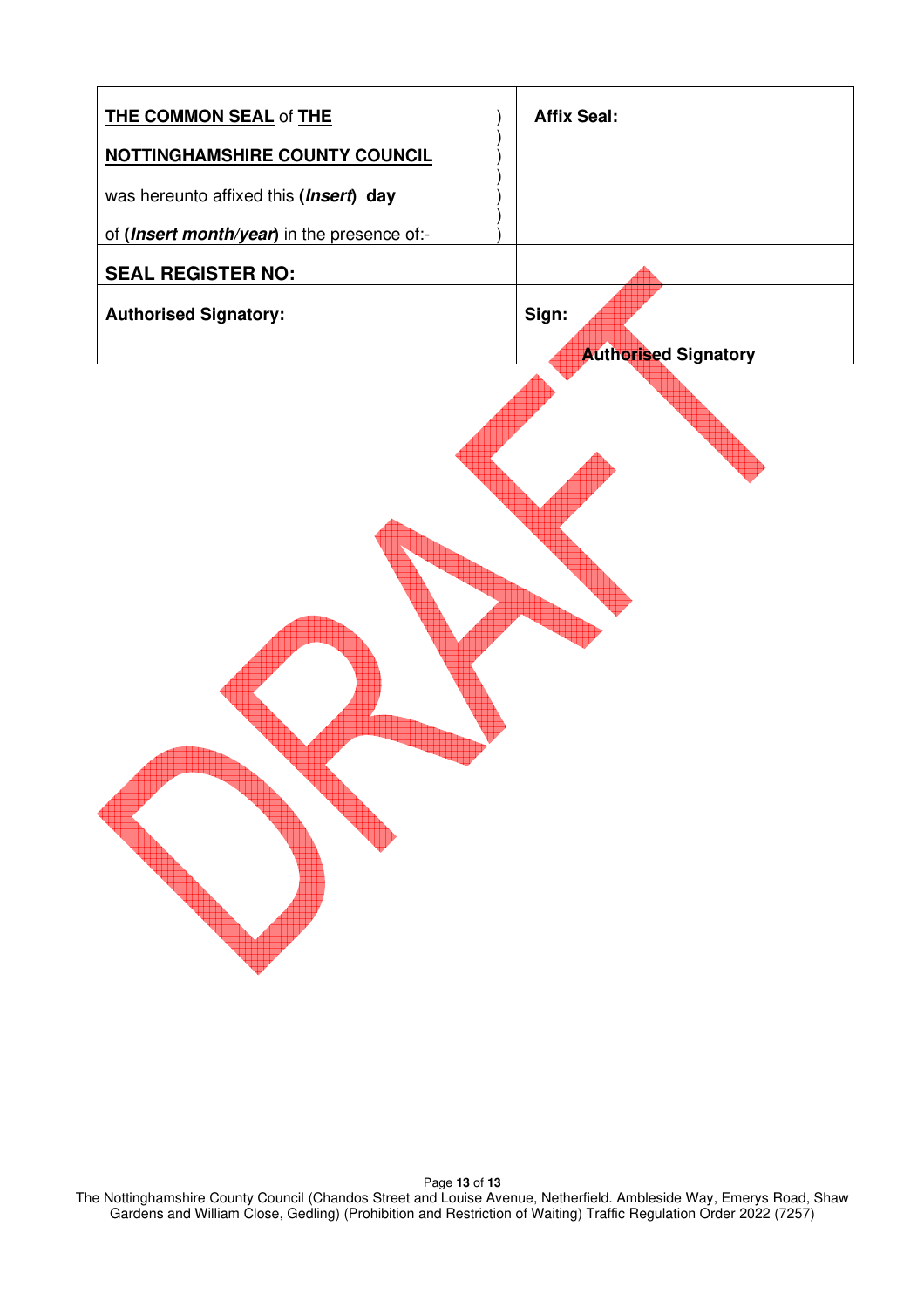| | |
|---|---|
| **<u>THE COMMON SEAL</u>** of **<u>THE</u>**<br>**<u>NOTTINGHAMSHIRE COUNTY COUNCIL</u>**<br>was hereunto affixed this **(*Insert*) day**<br>of **(*Insert month/year*)** in the presence of:- | **Affix Seal:** |
| **SEAL REGISTER NO:** | |
| **Authorised Signatory:** | **Sign:**<br>**Authorised Signatory** |

DRAFT